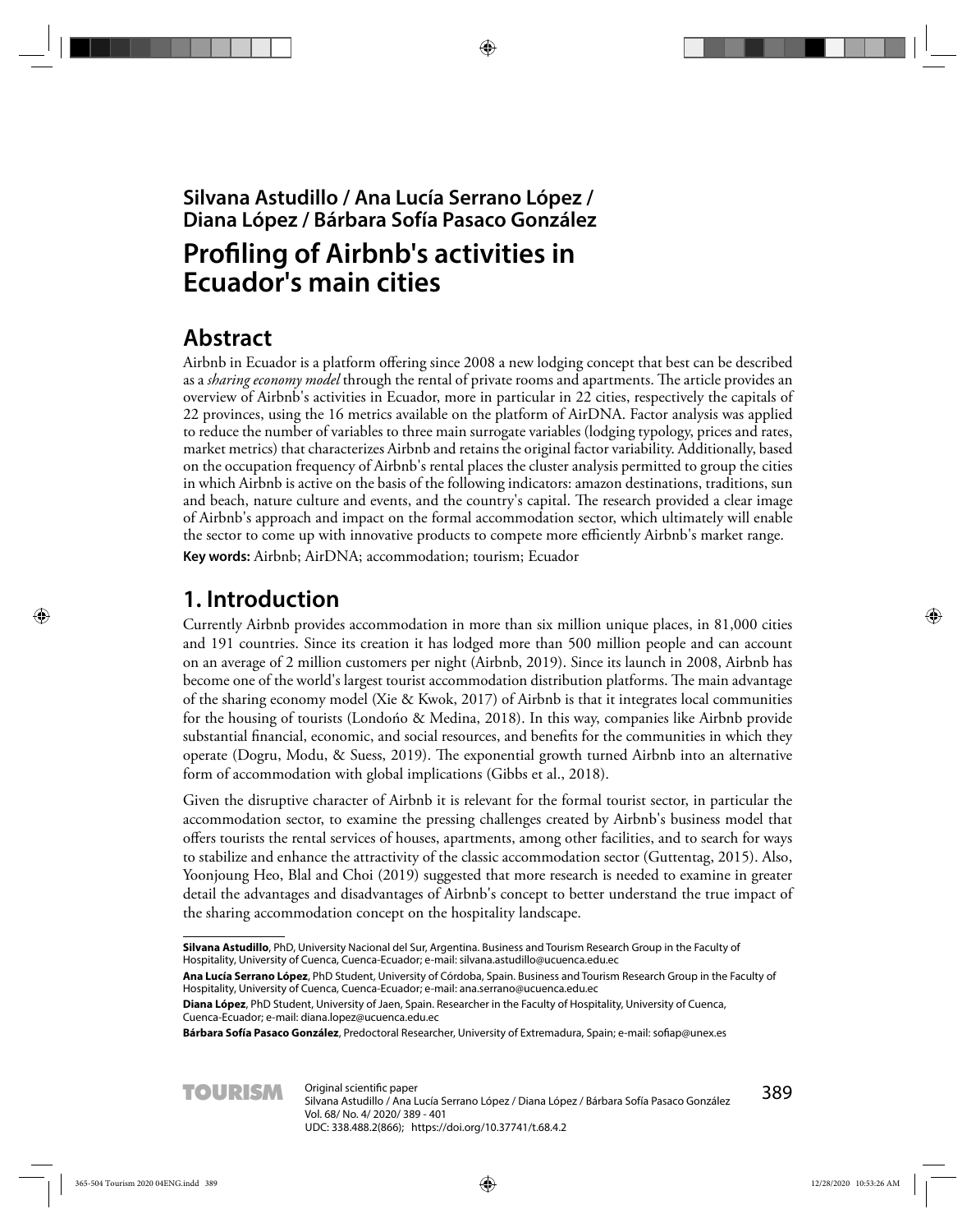**Silvana Astudillo / Ana Lucía Serrano López / Diana López / Bárbara Sofía Pasaco González**

# Profiling of Airbnb's activities in Ecuador's main cities

## Abstract

Airbnb in Ecuador is a platform offering since 2008 a new lodging concept that best can be described as a *sharing economy model* through the rental of private rooms and apartments. The article provides an overview of Airbnb's activities in Ecuador, more in particular in 22 cities, respectively the capitals of 22 provinces, using the 16 metrics available on the platform of AirDNA. Factor analysis was applied to reduce the number of variables to three main surrogate variables (lodging typology, prices and rates, market metrics) that characterizes Airbnb and retains the original factor variability. Additionally, based on the occupation frequency of Airbnb's rental places the cluster analysis permitted to group the cities in which Airbnb is active on the basis of the following indicators: amazon destinations, traditions, sun and beach, nature culture and events, and the country's capital. The research provided a clear image of Airbnb's approach and impact on the formal accommodation sector, which ultimately will enable the sector to come up with innovative products to compete more efficiently Airbnb's market range.

**Key words:** Airbnb; AirDNA; accommodation; tourism; Ecuador

## 1. Introduction

Currently Airbnb provides accommodation in more than six million unique places, in 81,000 cities and 191 countries. Since its creation it has lodged more than 500 million people and can account on an average of 2 million customers per night (Airbnb, 2019). Since its launch in 2008, Airbnb has become one of the world's largest tourist accommodation distribution platforms. The main advantage of the sharing economy model (Xie & Kwok, 2017) of Airbnb is that it integrates local communities for the housing of tourists (Londoño & Medina, 2018). In this way, companies like Airbnb provide substantial financial, economic, and social resources, and benefits for the communities in which they operate (Dogru, Modu, & Suess, 2019). The exponential growth turned Airbnb into an alternative form of accommodation with global implications (Gibbs et al., 2018).

Given the disruptive character of Airbnb it is relevant for the formal tourist sector, in particular the accommodation sector, to examine the pressing challenges created by Airbnb's business model that offers tourists the rental services of houses, apartments, among other facilities, and to search for ways to stabilize and enhance the attractivity of the classic accommodation sector (Guttentag, 2015). Also, Yoonjoung Heo, Blal and Choi (2019) suggested that more research is needed to examine in greater detail the advantages and disadvantages of Airbnb's concept to better understand the true impact of the sharing accommodation concept on the hospitality landscape.

---

**Silvana Astudillo**, PhD, University Nacional del Sur, Argentina. Business and Tourism Research Group in the Faculty of Hospitality, University of Cuenca, Cuenca-Ecuador; e-mail: silvana.astudillo@ucuenca.edu.ec

**Ana Lucía Serrano López**, PhD Student, University of Córdoba, Spain. Business and Tourism Research Group in the Faculty of Hospitality, University of Cuenca, Cuenca-Ecuador; e-mail: ana.serrano@ucuenca.edu.ec

**Diana López**, PhD Student, University of Jaen, Spain. Researcher in the Faculty of Hospitality, University of Cuenca, Cuenca-Ecuador; e-mail: diana.lopez@ucuenca.edu.ec

**Bárbara Sofía Pasaco González**, Predoctoral Researcher, University of Extremadura, Spain; e-mail: sofiap@unex.es

Original scientific paper
UDC: 338.488.2(866); https://doi.org/10.37741/t.68.4.2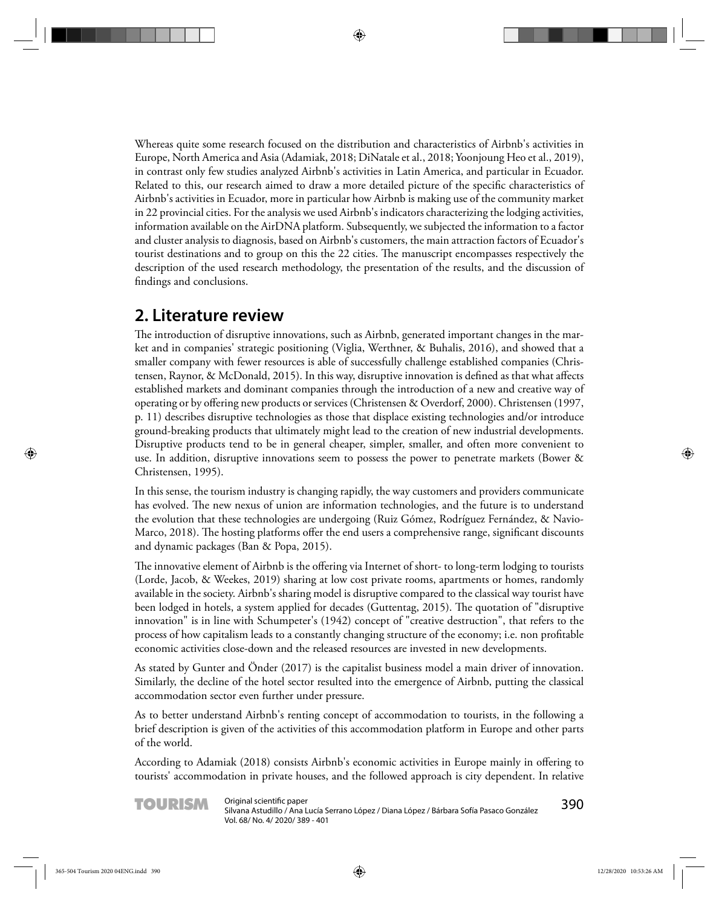Whereas quite some research focused on the distribution and characteristics of Airbnb's activities in Europe, North America and Asia (Adamiak, 2018; DiNatale et al., 2018; Yoonjoung Heo et al., 2019), in contrast only few studies analyzed Airbnb's activities in Latin America, and particular in Ecuador. Related to this, our research aimed to draw a more detailed picture of the specific characteristics of Airbnb's activities in Ecuador, more in particular how Airbnb is making use of the community market in 22 provincial cities. For the analysis we used Airbnb's indicators characterizing the lodging activities, information available on the AirDNA platform. Subsequently, we subjected the information to a factor and cluster analysis to diagnosis, based on Airbnb's customers, the main attraction factors of Ecuador's tourist destinations and to group on this the 22 cities. The manuscript encompasses respectively the description of the used research methodology, the presentation of the results, and the discussion of findings and conclusions.

## 2. Literature review

The introduction of disruptive innovations, such as Airbnb, generated important changes in the market and in companies' strategic positioning (Viglia, Werthner, & Buhalis, 2016), and showed that a smaller company with fewer resources is able of successfully challenge established companies (Christensen, Raynor, & McDonald, 2015). In this way, disruptive innovation is defined as that what affects established markets and dominant companies through the introduction of a new and creative way of operating or by offering new products or services (Christensen & Overdorf, 2000). Christensen (1997, p. 11) describes disruptive technologies as those that displace existing technologies and/or introduce ground-breaking products that ultimately might lead to the creation of new industrial developments. Disruptive products tend to be in general cheaper, simpler, smaller, and often more convenient to use. In addition, disruptive innovations seem to possess the power to penetrate markets (Bower & Christensen, 1995).

In this sense, the tourism industry is changing rapidly, the way customers and providers communicate has evolved. The new nexus of union are information technologies, and the future is to understand the evolution that these technologies are undergoing (Ruiz Gómez, Rodríguez Fernández, & Navio-Marco, 2018). The hosting platforms offer the end users a comprehensive range, significant discounts and dynamic packages (Ban & Popa, 2015).

The innovative element of Airbnb is the offering via Internet of short- to long-term lodging to tourists (Lorde, Jacob, & Weekes, 2019) sharing at low cost private rooms, apartments or homes, randomly available in the society. Airbnb's sharing model is disruptive compared to the classical way tourist have been lodged in hotels, a system applied for decades (Guttentag, 2015). The quotation of "disruptive innovation" is in line with Schumpeter's (1942) concept of "creative destruction", that refers to the process of how capitalism leads to a constantly changing structure of the economy; i.e. non profitable economic activities close-down and the released resources are invested in new developments.

As stated by Gunter and Önder (2017) is the capitalist business model a main driver of innovation. Similarly, the decline of the hotel sector resulted into the emergence of Airbnb, putting the classical accommodation sector even further under pressure.

As to better understand Airbnb's renting concept of accommodation to tourists, in the following a brief description is given of the activities of this accommodation platform in Europe and other parts of the world.

According to Adamiak (2018) consists Airbnb's economic activities in Europe mainly in offering to tourists' accommodation in private houses, and the followed approach is city dependent. In relative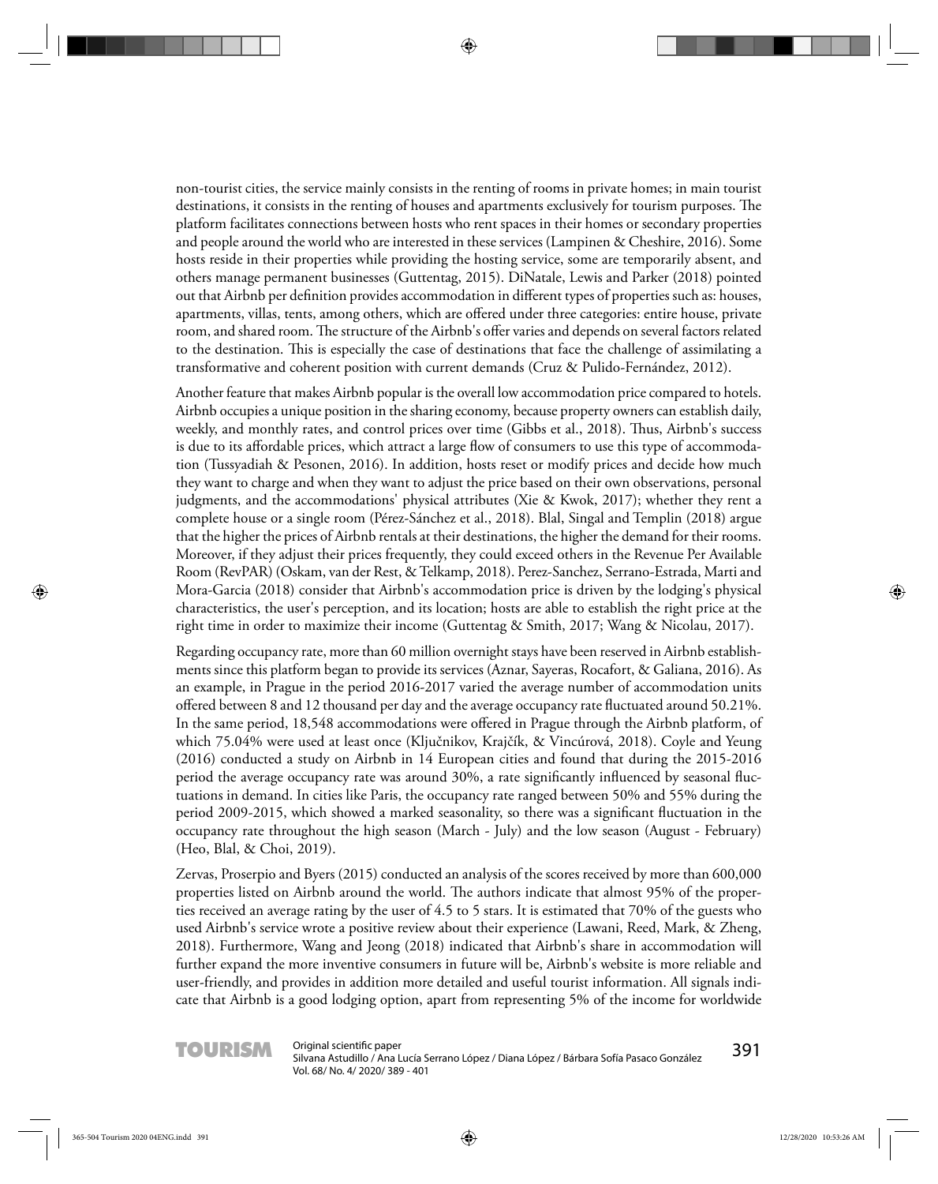non-tourist cities, the service mainly consists in the renting of rooms in private homes; in main tourist destinations, it consists in the renting of houses and apartments exclusively for tourism purposes. The platform facilitates connections between hosts who rent spaces in their homes or secondary properties and people around the world who are interested in these services (Lampinen & Cheshire, 2016). Some hosts reside in their properties while providing the hosting service, some are temporarily absent, and others manage permanent businesses (Guttentag, 2015). DiNatale, Lewis and Parker (2018) pointed out that Airbnb per definition provides accommodation in different types of properties such as: houses, apartments, villas, tents, among others, which are offered under three categories: entire house, private room, and shared room. The structure of the Airbnb's offer varies and depends on several factors related to the destination. This is especially the case of destinations that face the challenge of assimilating a transformative and coherent position with current demands (Cruz & Pulido-Fernández, 2012).

Another feature that makes Airbnb popular is the overall low accommodation price compared to hotels. Airbnb occupies a unique position in the sharing economy, because property owners can establish daily, weekly, and monthly rates, and control prices over time (Gibbs et al., 2018). Thus, Airbnb's success is due to its affordable prices, which attract a large flow of consumers to use this type of accommodation (Tussyadiah & Pesonen, 2016). In addition, hosts reset or modify prices and decide how much they want to charge and when they want to adjust the price based on their own observations, personal judgments, and the accommodations' physical attributes (Xie & Kwok, 2017); whether they rent a complete house or a single room (Pérez-Sánchez et al., 2018). Blal, Singal and Templin (2018) argue that the higher the prices of Airbnb rentals at their destinations, the higher the demand for their rooms. Moreover, if they adjust their prices frequently, they could exceed others in the Revenue Per Available Room (RevPAR) (Oskam, van der Rest, & Telkamp, 2018). Perez-Sanchez, Serrano-Estrada, Marti and Mora-Garcia (2018) consider that Airbnb's accommodation price is driven by the lodging's physical characteristics, the user's perception, and its location; hosts are able to establish the right price at the right time in order to maximize their income (Guttentag & Smith, 2017; Wang & Nicolau, 2017).

Regarding occupancy rate, more than 60 million overnight stays have been reserved in Airbnb establishments since this platform began to provide its services (Aznar, Sayeras, Rocafort, & Galiana, 2016). As an example, in Prague in the period 2016-2017 varied the average number of accommodation units offered between 8 and 12 thousand per day and the average occupancy rate fluctuated around 50.21%. In the same period, 18,548 accommodations were offered in Prague through the Airbnb platform, of which 75.04% were used at least once (Ključnikov, Krajčík, & Vincúrová, 2018). Coyle and Yeung (2016) conducted a study on Airbnb in 14 European cities and found that during the 2015-2016 period the average occupancy rate was around 30%, a rate significantly influenced by seasonal fluctuations in demand. In cities like Paris, the occupancy rate ranged between 50% and 55% during the period 2009-2015, which showed a marked seasonality, so there was a significant fluctuation in the occupancy rate throughout the high season (March - July) and the low season (August - February) (Heo, Blal, & Choi, 2019).

Zervas, Proserpio and Byers (2015) conducted an analysis of the scores received by more than 600,000 properties listed on Airbnb around the world. The authors indicate that almost 95% of the properties received an average rating by the user of 4.5 to 5 stars. It is estimated that 70% of the guests who used Airbnb's service wrote a positive review about their experience (Lawani, Reed, Mark, & Zheng, 2018). Furthermore, Wang and Jeong (2018) indicated that Airbnb's share in accommodation will further expand the more inventive consumers in future will be, Airbnb's website is more reliable and user-friendly, and provides in addition more detailed and useful tourist information. All signals indicate that Airbnb is a good lodging option, apart from representing 5% of the income for worldwide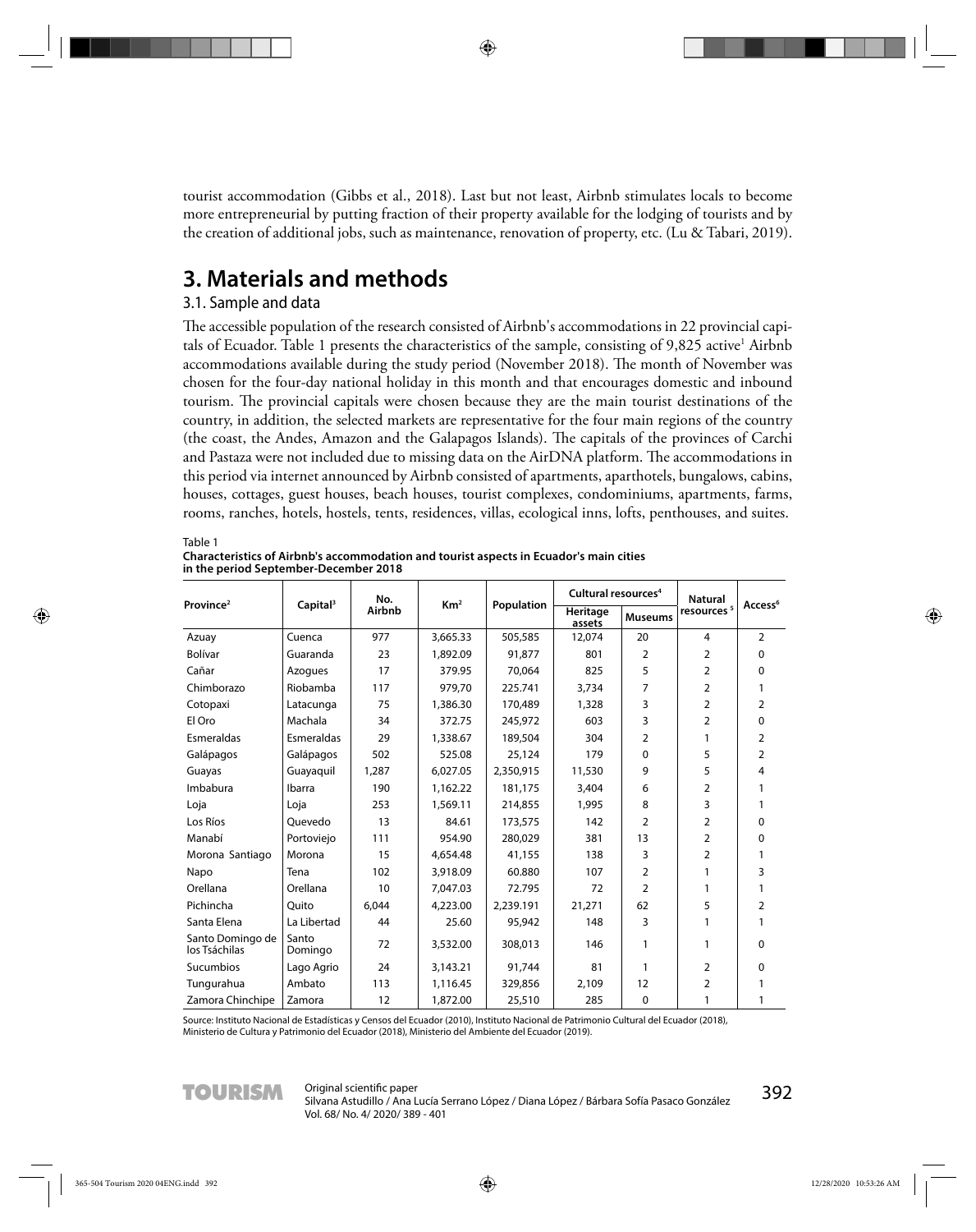tourist accommodation (Gibbs et al., 2018). Last but not least, Airbnb stimulates locals to become more entrepreneurial by putting fraction of their property available for the lodging of tourists and by the creation of additional jobs, such as maintenance, renovation of property, etc. (Lu & Tabari, 2019).

# 3. Materials and methods

## 3.1. Sample and data

The accessible population of the research consisted of Airbnb's accommodations in 22 provincial capitals of Ecuador. Table 1 presents the characteristics of the sample, consisting of 9,825 active[1] Airbnb accommodations available during the study period (November 2018). The month of November was chosen for the four-day national holiday in this month and that encourages domestic and inbound tourism. The provincial capitals were chosen because they are the main tourist destinations of the country, in addition, the selected markets are representative for the four main regions of the country (the coast, the Andes, Amazon and the Galapagos Islands). The capitals of the provinces of Carchi and Pastaza were not included due to missing data on the AirDNA platform. The accommodations in this period via internet announced by Airbnb consisted of apartments, aparthotels, bungalows, cabins, houses, cottages, guest houses, beach houses, tourist complexes, condominiums, apartments, farms, rooms, ranches, hotels, hostels, tents, residences, villas, ecological inns, lofts, penthouses, and suites.

Table 1

**Characteristics of Airbnb's accommodation and tourist aspects in Ecuador's main cities in the period September-December 2018**

| Province[2] | Capital[3] | No. Airbnb | Km[2] | Population | Cultural resources[4] | | Natural resources[5] | Access[6] |
|---|---|---|---|---|---|---|---|---|
| | | | | | Heritage assets | Museums | | |
| Azuay | Cuenca | 977 | 3,665.33 | 505,585 | 12,074 | 20 | 4 | 2 |
| Bolívar | Guaranda | 23 | 1,892.09 | 91,877 | 801 | 2 | 2 | 0 |
| Cañar | Azogues | 17 | 379.95 | 70,064 | 825 | 5 | 2 | 0 |
| Chimborazo | Riobamba | 117 | 979,70 | 225.741 | 3,734 | 7 | 2 | 1 |
| Cotopaxi | Latacunga | 75 | 1,386.30 | 170,489 | 1,328 | 3 | 2 | 2 |
| El Oro | Machala | 34 | 372.75 | 245,972 | 603 | 3 | 2 | 0 |
| Esmeraldas | Esmeraldas | 29 | 1,338.67 | 189,504 | 304 | 2 | 1 | 2 |
| Galápagos | Galápagos | 502 | 525.08 | 25,124 | 179 | 0 | 5 | 2 |
| Guayas | Guayaquil | 1,287 | 6,027.05 | 2,350,915 | 11,530 | 9 | 5 | 4 |
| Imbabura | Ibarra | 190 | 1,162.22 | 181,175 | 3,404 | 6 | 2 | 1 |
| Loja | Loja | 253 | 1,569.11 | 214,855 | 1,995 | 8 | 3 | 1 |
| Los Ríos | Quevedo | 13 | 84.61 | 173,575 | 142 | 2 | 2 | 0 |
| Manabí | Portoviejo | 111 | 954.90 | 280,029 | 381 | 13 | 2 | 0 |
| Morona Santiago | Morona | 15 | 4,654.48 | 41,155 | 138 | 3 | 2 | 1 |
| Napo | Tena | 102 | 3,918.09 | 60.880 | 107 | 2 | 1 | 3 |
| Orellana | Orellana | 10 | 7,047.03 | 72.795 | 72 | 2 | 1 | 1 |
| Pichincha | Quito | 6,044 | 4,223.00 | 2,239.191 | 21,271 | 62 | 5 | 2 |
| Santa Elena | La Libertad | 44 | 25.60 | 95,942 | 148 | 3 | 1 | 1 |
| Santo Domingo de los Tsáchilas | Santo Domingo | 72 | 3,532.00 | 308,013 | 146 | 1 | 1 | 0 |
| Sucumbios | Lago Agrio | 24 | 3,143.21 | 91,744 | 81 | 1 | 2 | 0 |
| Tungurahua | Ambato | 113 | 1,116.45 | 329,856 | 2,109 | 12 | 2 | 1 |
| Zamora Chinchipe | Zamora | 12 | 1,872.00 | 25,510 | 285 | 0 | 1 | 1 |

Source: Instituto Nacional de Estadísticas y Censos del Ecuador (2010), Instituto Nacional de Patrimonio Cultural del Ecuador (2018), Ministerio de Cultura y Patrimonio del Ecuador (2018), Ministerio del Ambiente del Ecuador (2019).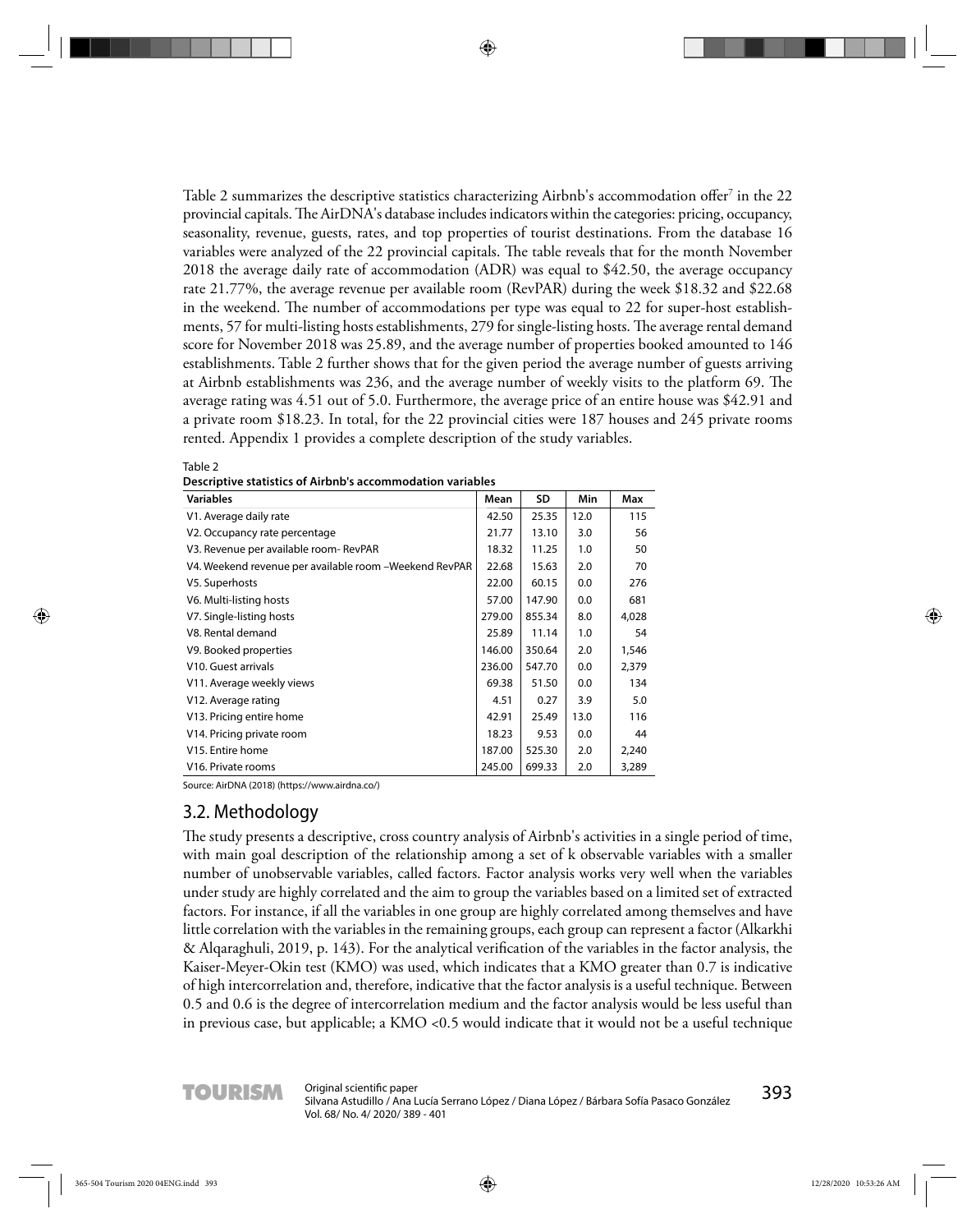Table 2 summarizes the descriptive statistics characterizing Airbnb's accommodation offer[7] in the 22 provincial capitals. The AirDNA's database includes indicators within the categories: pricing, occupancy, seasonality, revenue, guests, rates, and top properties of tourist destinations. From the database 16 variables were analyzed of the 22 provincial capitals. The table reveals that for the month November 2018 the average daily rate of accommodation (ADR) was equal to $42.50, the average occupancy rate 21.77%, the average revenue per available room (RevPAR) during the week $18.32 and $22.68 in the weekend. The number of accommodations per type was equal to 22 for super-host establishments, 57 for multi-listing hosts establishments, 279 for single-listing hosts. The average rental demand score for November 2018 was 25.89, and the average number of properties booked amounted to 146 establishments. Table 2 further shows that for the given period the average number of guests arriving at Airbnb establishments was 236, and the average number of weekly visits to the platform 69. The average rating was 4.51 out of 5.0. Furthermore, the average price of an entire house was $42.91 and a private room $18.23. In total, for the 22 provincial cities were 187 houses and 245 private rooms rented. Appendix 1 provides a complete description of the study variables.

Table 2
**Descriptive statistics of Airbnb's accommodation variables**

| Variables | Mean | SD | Min | Max |
|---|---|---|---|---|
| V1. Average daily rate | 42.50 | 25.35 | 12.0 | 115 |
| V2. Occupancy rate percentage | 21.77 | 13.10 | 3.0 | 56 |
| V3. Revenue per available room- RevPAR | 18.32 | 11.25 | 1.0 | 50 |
| V4. Weekend revenue per available room –Weekend RevPAR | 22.68 | 15.63 | 2.0 | 70 |
| V5. Superhosts | 22.00 | 60.15 | 0.0 | 276 |
| V6. Multi-listing hosts | 57.00 | 147.90 | 0.0 | 681 |
| V7. Single-listing hosts | 279.00 | 855.34 | 8.0 | 4,028 |
| V8. Rental demand | 25.89 | 11.14 | 1.0 | 54 |
| V9. Booked properties | 146.00 | 350.64 | 2.0 | 1,546 |
| V10. Guest arrivals | 236.00 | 547.70 | 0.0 | 2,379 |
| V11. Average weekly views | 69.38 | 51.50 | 0.0 | 134 |
| V12. Average rating | 4.51 | 0.27 | 3.9 | 5.0 |
| V13. Pricing entire home | 42.91 | 25.49 | 13.0 | 116 |
| V14. Pricing private room | 18.23 | 9.53 | 0.0 | 44 |
| V15. Entire home | 187.00 | 525.30 | 2.0 | 2,240 |
| V16. Private rooms | 245.00 | 699.33 | 2.0 | 3,289 |

Source: AirDNA (2018) (https://www.airdna.co/)

## 3.2. Methodology

The study presents a descriptive, cross country analysis of Airbnb's activities in a single period of time, with main goal description of the relationship among a set of k observable variables with a smaller number of unobservable variables, called factors. Factor analysis works very well when the variables under study are highly correlated and the aim to group the variables based on a limited set of extracted factors. For instance, if all the variables in one group are highly correlated among themselves and have little correlation with the variables in the remaining groups, each group can represent a factor (Alkarkhi & Alqaraghuli, 2019, p. 143). For the analytical verification of the variables in the factor analysis, the Kaiser-Meyer-Okin test (KMO) was used, which indicates that a KMO greater than 0.7 is indicative of high intercorrelation and, therefore, indicative that the factor analysis is a useful technique. Between 0.5 and 0.6 is the degree of intercorrelation medium and the factor analysis would be less useful than in previous case, but applicable; a KMO <0.5 would indicate that it would not be a useful technique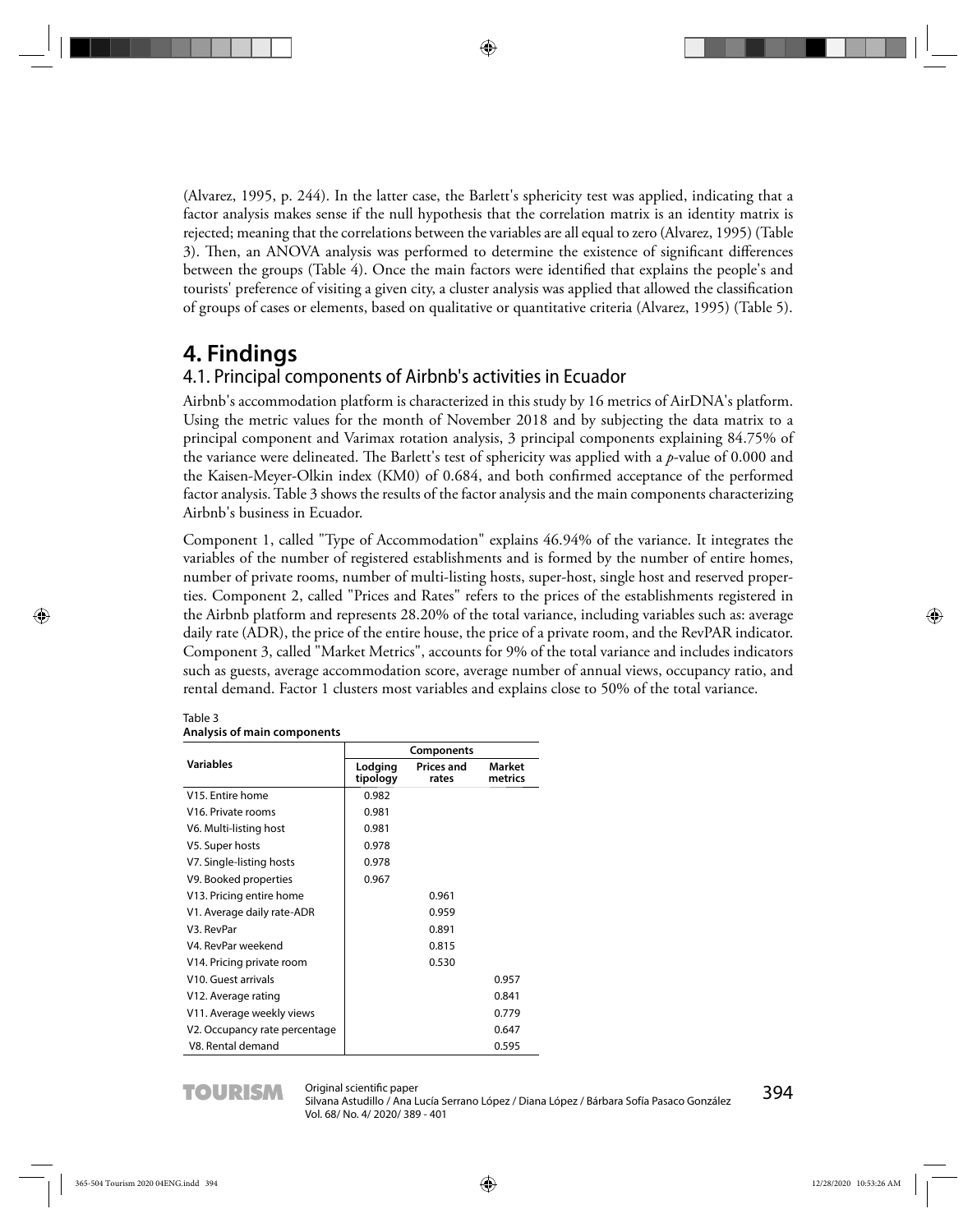(Alvarez, 1995, p. 244). In the latter case, the Barlett's sphericity test was applied, indicating that a factor analysis makes sense if the null hypothesis that the correlation matrix is an identity matrix is rejected; meaning that the correlations between the variables are all equal to zero (Alvarez, 1995) (Table 3). Then, an ANOVA analysis was performed to determine the existence of significant differences between the groups (Table 4). Once the main factors were identified that explains the people's and tourists' preference of visiting a given city, a cluster analysis was applied that allowed the classification of groups of cases or elements, based on qualitative or quantitative criteria (Alvarez, 1995) (Table 5).

# 4. Findings

## 4.1. Principal components of Airbnb's activities in Ecuador

Airbnb's accommodation platform is characterized in this study by 16 metrics of AirDNA's platform. Using the metric values for the month of November 2018 and by subjecting the data matrix to a principal component and Varimax rotation analysis, 3 principal components explaining 84.75% of the variance were delineated. The Barlett's test of sphericity was applied with a *p*-value of 0.000 and the Kaisen-Meyer-Olkin index (KM0) of 0.684, and both confirmed acceptance of the performed factor analysis. Table 3 shows the results of the factor analysis and the main components characterizing Airbnb's business in Ecuador.

Component 1, called "Type of Accommodation" explains 46.94% of the variance. It integrates the variables of the number of registered establishments and is formed by the number of entire homes, number of private rooms, number of multi-listing hosts, super-host, single host and reserved properties. Component 2, called "Prices and Rates" refers to the prices of the establishments registered in the Airbnb platform and represents 28.20% of the total variance, including variables such as: average daily rate (ADR), the price of the entire house, the price of a private room, and the RevPAR indicator. Component 3, called "Market Metrics", accounts for 9% of the total variance and includes indicators such as guests, average accommodation score, average number of annual views, occupancy ratio, and rental demand. Factor 1 clusters most variables and explains close to 50% of the total variance.

Table 3
**Analysis of main components**

| Variables | Components | | |
|---|---|---|---|
| | Lodging tipology | Prices and rates | Market metrics |
| V15. Entire home | 0.982 | | |
| V16. Private rooms | 0.981 | | |
| V6. Multi-listing host | 0.981 | | |
| V5. Super hosts | 0.978 | | |
| V7. Single-listing hosts | 0.978 | | |
| V9. Booked properties | 0.967 | | |
| V13. Pricing entire home | | 0.961 | |
| V1. Average daily rate-ADR | | 0.959 | |
| V3. RevPar | | 0.891 | |
| V4. RevPar weekend | | 0.815 | |
| V14. Pricing private room | | 0.530 | |
| V10. Guest arrivals | | | 0.957 |
| V12. Average rating | | | 0.841 |
| V11. Average weekly views | | | 0.779 |
| V2. Occupancy rate percentage | | | 0.647 |
| V8. Rental demand | | | 0.595 |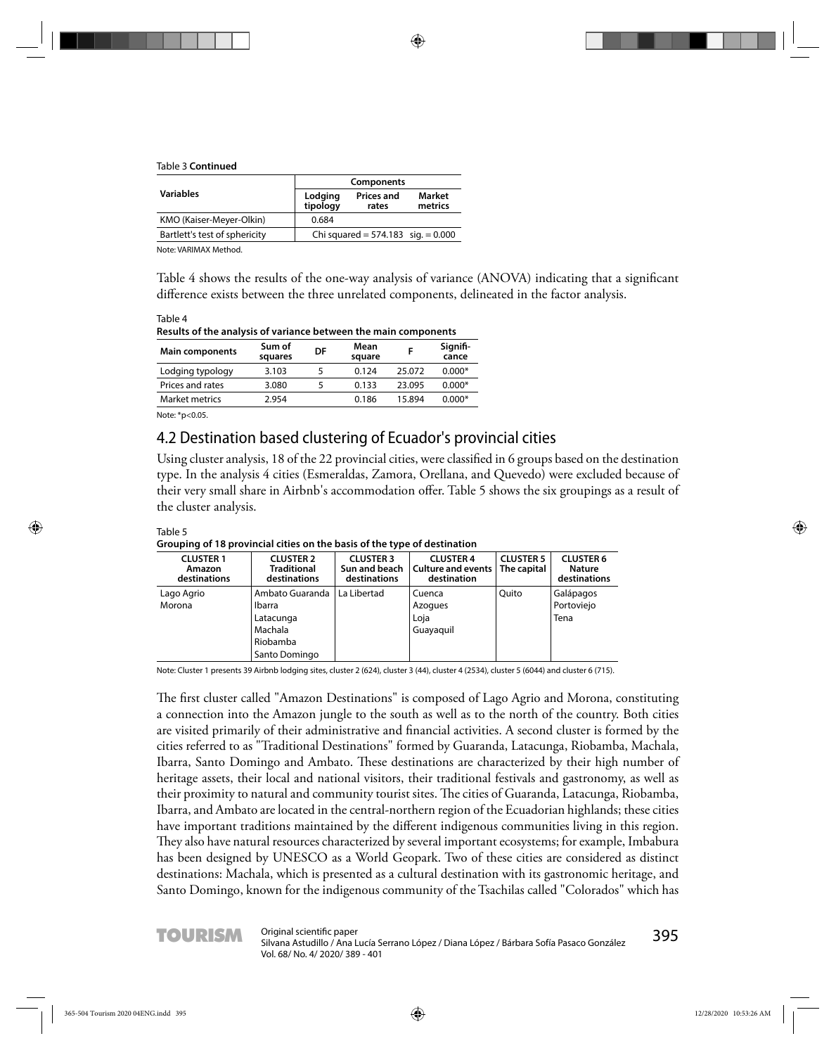Table 3 **Continued**

| Variables | Components | | |
|---|---|---|---|
| | Lodging tipology | Prices and rates | Market metrics |
| KMO (Kaiser-Meyer-Olkin) | 0.684 | | |
| Bartlett's test of sphericity | Chi squared = 574.183 sig. = 0.000 | | |

Note: VARIMAX Method.

Table 4 shows the results of the one-way analysis of variance (ANOVA) indicating that a significant difference exists between the three unrelated components, delineated in the factor analysis.

Table 4
**Results of the analysis of variance between the main components**

| Main components | Sum of squares | DF | Mean square | F | Significance |
|---|---|---|---|---|---|
| Lodging typology | 3.103 | 5 | 0.124 | 25.072 | 0.000* |
| Prices and rates | 3.080 | 5 | 0.133 | 23.095 | 0.000* |
| Market metrics | 2.954 | | 0.186 | 15.894 | 0.000* |

Note: *p<0.05.

## 4.2 Destination based clustering of Ecuador's provincial cities

Using cluster analysis, 18 of the 22 provincial cities, were classified in 6 groups based on the destination type. In the analysis 4 cities (Esmeraldas, Zamora, Orellana, and Quevedo) were excluded because of their very small share in Airbnb's accommodation offer. Table 5 shows the six groupings as a result of the cluster analysis.

Table 5
**Grouping of 18 provincial cities on the basis of the type of destination**

| CLUSTER 1 Amazon destinations | CLUSTER 2 Traditional destinations | CLUSTER 3 Sun and beach destinations | CLUSTER 4 Culture and events destination | CLUSTER 5 The capital | CLUSTER 6 Nature destinations |
|---|---|---|---|---|---|
| Lago Agrio | Ambato Guaranda | La Libertad | Cuenca | Quito | Galápagos |
| Morona | Ibarra | | Azogues | | Portoviejo |
| | Latacunga | | Loja | | Tena |
| | Machala | | Guayaquil | | |
| | Riobamba | | | | |
| | Santo Domingo | | | | |

Note: Cluster 1 presents 39 Airbnb lodging sites, cluster 2 (624), cluster 3 (44), cluster 4 (2534), cluster 5 (6044) and cluster 6 (715).

The first cluster called "Amazon Destinations" is composed of Lago Agrio and Morona, constituting a connection into the Amazon jungle to the south as well as to the north of the country. Both cities are visited primarily of their administrative and financial activities. A second cluster is formed by the cities referred to as "Traditional Destinations" formed by Guaranda, Latacunga, Riobamba, Machala, Ibarra, Santo Domingo and Ambato. These destinations are characterized by their high number of heritage assets, their local and national visitors, their traditional festivals and gastronomy, as well as their proximity to natural and community tourist sites. The cities of Guaranda, Latacunga, Riobamba, Ibarra, and Ambato are located in the central-northern region of the Ecuadorian highlands; these cities have important traditions maintained by the different indigenous communities living in this region. They also have natural resources characterized by several important ecosystems; for example, Imbabura has been designed by UNESCO as a World Geopark. Two of these cities are considered as distinct destinations: Machala, which is presented as a cultural destination with its gastronomic heritage, and Santo Domingo, known for the indigenous community of the Tsachilas called "Colorados" which has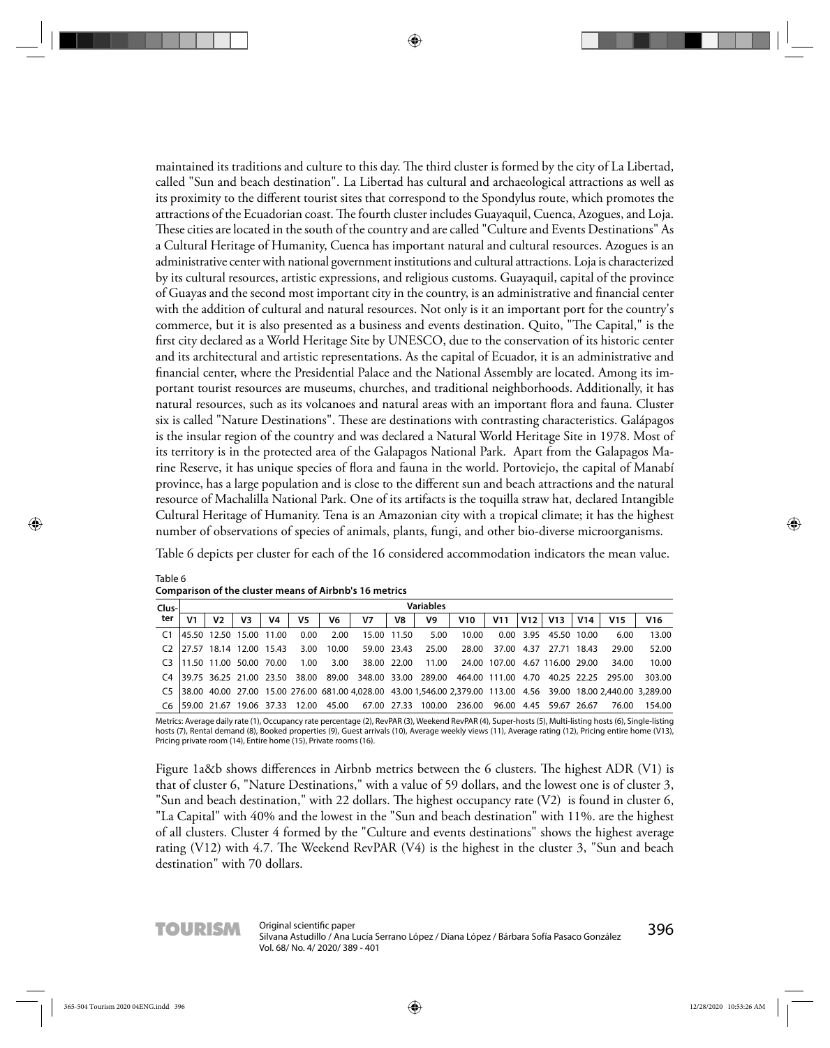maintained its traditions and culture to this day. The third cluster is formed by the city of La Libertad, called "Sun and beach destination". La Libertad has cultural and archaeological attractions as well as its proximity to the different tourist sites that correspond to the Spondylus route, which promotes the attractions of the Ecuadorian coast. The fourth cluster includes Guayaquil, Cuenca, Azogues, and Loja. These cities are located in the south of the country and are called "Culture and Events Destinations" As a Cultural Heritage of Humanity, Cuenca has important natural and cultural resources. Azogues is an administrative center with national government institutions and cultural attractions. Loja is characterized by its cultural resources, artistic expressions, and religious customs. Guayaquil, capital of the province of Guayas and the second most important city in the country, is an administrative and financial center with the addition of cultural and natural resources. Not only is it an important port for the country's commerce, but it is also presented as a business and events destination. Quito, "The Capital," is the first city declared as a World Heritage Site by UNESCO, due to the conservation of its historic center and its architectural and artistic representations. As the capital of Ecuador, it is an administrative and financial center, where the Presidential Palace and the National Assembly are located. Among its important tourist resources are museums, churches, and traditional neighborhoods. Additionally, it has natural resources, such as its volcanoes and natural areas with an important flora and fauna. Cluster six is called "Nature Destinations". These are destinations with contrasting characteristics. Galápagos is the insular region of the country and was declared a Natural World Heritage Site in 1978. Most of its territory is in the protected area of the Galapagos National Park. Apart from the Galapagos Marine Reserve, it has unique species of flora and fauna in the world. Portoviejo, the capital of Manabí province, has a large population and is close to the different sun and beach attractions and the natural resource of Machalilla National Park. One of its artifacts is the toquilla straw hat, declared Intangible Cultural Heritage of Humanity. Tena is an Amazonian city with a tropical climate; it has the highest number of observations of species of animals, plants, fungi, and other bio-diverse microorganisms.

Table 6 depicts per cluster for each of the 16 considered accommodation indicators the mean value.

Table 6
**Comparison of the cluster means of Airbnb's 16 metrics**

| Cluster | Variables | | | | | | | | | | | | | | | |
|---|---|---|---|---|---|---|---|---|---|---|---|---|---|---|---|---|
| | V1 | V2 | V3 | V4 | V5 | V6 | V7 | V8 | V9 | V10 | V11 | V12 | V13 | V14 | V15 | V16 |
| C1 | 45.50 | 12.50 | 15.00 | 11.00 | 0.00 | 2.00 | 15.00 | 11.50 | 5.00 | 10.00 | 0.00 | 3.95 | 45.50 | 10.00 | 6.00 | 13.00 |
| C2 | 27.57 | 18.14 | 12.00 | 15.43 | 3.00 | 10.00 | 59.00 | 23.43 | 25.00 | 28.00 | 37.00 | 4.37 | 27.71 | 18.43 | 29.00 | 52.00 |
| C3 | 11.50 | 11.00 | 50.00 | 70.00 | 1.00 | 3.00 | 38.00 | 22.00 | 11.00 | 24.00 | 107.00 | 4.67 | 116.00 | 29.00 | 34.00 | 10.00 |
| C4 | 39.75 | 36.25 | 21.00 | 23.50 | 38.00 | 89.00 | 348.00 | 33.00 | 289.00 | 464.00 | 111.00 | 4.70 | 40.25 | 22.25 | 295.00 | 303.00 |
| C5 | 38.00 | 40.00 | 27.00 | 15.00 | 276.00 | 681.00 | 4,028.00 | 43.00 | 1,546.00 | 2,379.00 | 113.00 | 4.56 | 39.00 | 18.00 | 2,440.00 | 3,289.00 |
| C6 | 59.00 | 21.67 | 19.06 | 37.33 | 12.00 | 45.00 | 67.00 | 27.33 | 100.00 | 236.00 | 96.00 | 4.45 | 59.67 | 26.67 | 76.00 | 154.00 |

Metrics: Average daily rate (1), Occupancy rate percentage (2), RevPAR (3), Weekend RevPAR (4), Super-hosts (5), Multi-listing hosts (6), Single-listing hosts (7), Rental demand (8), Booked properties (9), Guest arrivals (10), Average weekly views (11), Average rating (12), Pricing entire home (V13), Pricing private room (14), Entire home (15), Private rooms (16).

Figure 1a&b shows differences in Airbnb metrics between the 6 clusters. The highest ADR (V1) is that of cluster 6, "Nature Destinations," with a value of 59 dollars, and the lowest one is of cluster 3, "Sun and beach destination," with 22 dollars. The highest occupancy rate (V2) is found in cluster 6, "La Capital" with 40% and the lowest in the "Sun and beach destination" with 11%. are the highest of all clusters. Cluster 4 formed by the "Culture and events destinations" shows the highest average rating (V12) with 4.7. The Weekend RevPAR (V4) is the highest in the cluster 3, "Sun and beach destination" with 70 dollars.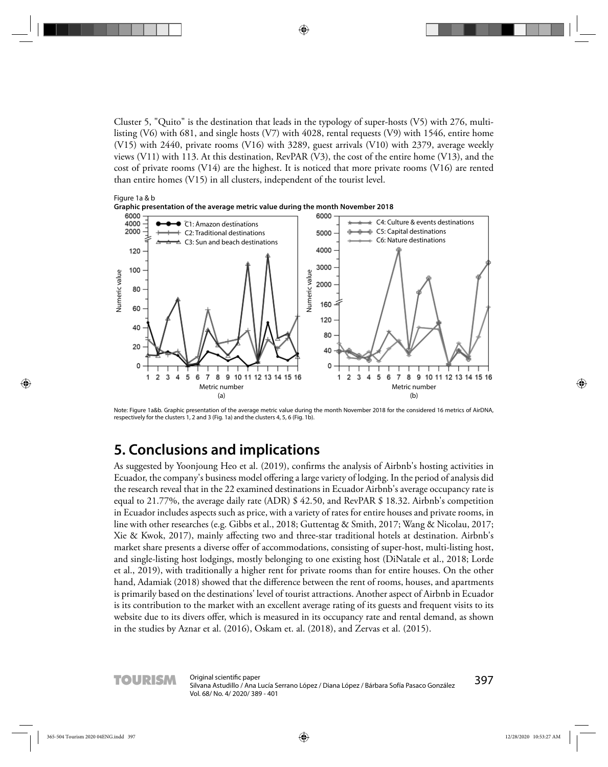Cluster 5, "Quito" is the destination that leads in the typology of super-hosts (V5) with 276, multi-listing (V6) with 681, and single hosts (V7) with 4028, rental requests (V9) with 1546, entire home (V15) with 2440, private rooms (V16) with 3289, guest arrivals (V10) with 2379, average weekly views (V11) with 113. At this destination, RevPAR (V3), the cost of the entire home (V13), and the cost of private rooms (V14) are the highest. It is noticed that more private rooms (V16) are rented than entire homes (V15) in all clusters, independent of the tourist level.

Figure 1a & b

**Graphic presentation of the average metric value during the month November 2018**

Note: Figure 1a&b. Graphic presentation of the average metric value during the month November 2018 for the considered 16 metrics of AirDNA, respectively for the clusters 1, 2 and 3 (Fig. 1a) and the clusters 4, 5, 6 (Fig. 1b).

## 5. Conclusions and implications

As suggested by Yoonjoung Heo et al. (2019), confirms the analysis of Airbnb's hosting activities in Ecuador, the company's business model offering a large variety of lodging. In the period of analysis did the research reveal that in the 22 examined destinations in Ecuador Airbnb's average occupancy rate is equal to 21.77%, the average daily rate (ADR) $ 42.50, and RevPAR $ 18.32. Airbnb's competition in Ecuador includes aspects such as price, with a variety of rates for entire houses and private rooms, in line with other researches (e.g. Gibbs et al., 2018; Guttentag & Smith, 2017; Wang & Nicolau, 2017; Xie & Kwok, 2017), mainly affecting two and three-star traditional hotels at destination. Airbnb's market share presents a diverse offer of accommodations, consisting of super-host, multi-listing host, and single-listing host lodgings, mostly belonging to one existing host (DiNatale et al., 2018; Lorde et al., 2019), with traditionally a higher rent for private rooms than for entire houses. On the other hand, Adamiak (2018) showed that the difference between the rent of rooms, houses, and apartments is primarily based on the destinations' level of tourist attractions. Another aspect of Airbnb in Ecuador is its contribution to the market with an excellent average rating of its guests and frequent visits to its website due to its divers offer, which is measured in its occupancy rate and rental demand, as shown in the studies by Aznar et al. (2016), Oskam et. al. (2018), and Zervas et al. (2015).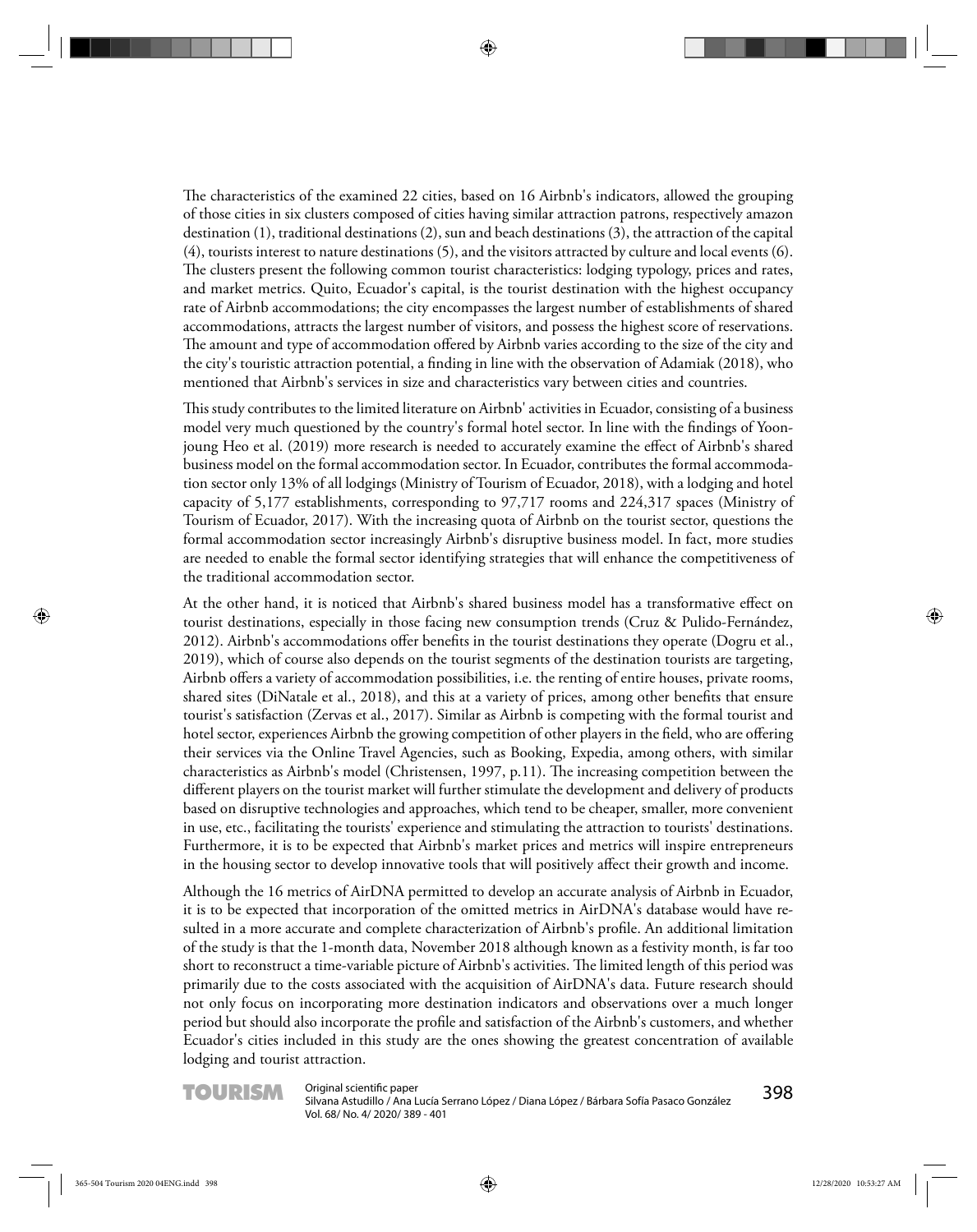The characteristics of the examined 22 cities, based on 16 Airbnb's indicators, allowed the grouping of those cities in six clusters composed of cities having similar attraction patrons, respectively amazon destination (1), traditional destinations (2), sun and beach destinations (3), the attraction of the capital (4), tourists interest to nature destinations (5), and the visitors attracted by culture and local events (6). The clusters present the following common tourist characteristics: lodging typology, prices and rates, and market metrics. Quito, Ecuador's capital, is the tourist destination with the highest occupancy rate of Airbnb accommodations; the city encompasses the largest number of establishments of shared accommodations, attracts the largest number of visitors, and possess the highest score of reservations. The amount and type of accommodation offered by Airbnb varies according to the size of the city and the city's touristic attraction potential, a finding in line with the observation of Adamiak (2018), who mentioned that Airbnb's services in size and characteristics vary between cities and countries.

This study contributes to the limited literature on Airbnb' activities in Ecuador, consisting of a business model very much questioned by the country's formal hotel sector. In line with the findings of Yoonjoung Heo et al. (2019) more research is needed to accurately examine the effect of Airbnb's shared business model on the formal accommodation sector. In Ecuador, contributes the formal accommodation sector only 13% of all lodgings (Ministry of Tourism of Ecuador, 2018), with a lodging and hotel capacity of 5,177 establishments, corresponding to 97,717 rooms and 224,317 spaces (Ministry of Tourism of Ecuador, 2017). With the increasing quota of Airbnb on the tourist sector, questions the formal accommodation sector increasingly Airbnb's disruptive business model. In fact, more studies are needed to enable the formal sector identifying strategies that will enhance the competitiveness of the traditional accommodation sector.

At the other hand, it is noticed that Airbnb's shared business model has a transformative effect on tourist destinations, especially in those facing new consumption trends (Cruz & Pulido-Fernández, 2012). Airbnb's accommodations offer benefits in the tourist destinations they operate (Dogru et al., 2019), which of course also depends on the tourist segments of the destination tourists are targeting, Airbnb offers a variety of accommodation possibilities, i.e. the renting of entire houses, private rooms, shared sites (DiNatale et al., 2018), and this at a variety of prices, among other benefits that ensure tourist's satisfaction (Zervas et al., 2017). Similar as Airbnb is competing with the formal tourist and hotel sector, experiences Airbnb the growing competition of other players in the field, who are offering their services via the Online Travel Agencies, such as Booking, Expedia, among others, with similar characteristics as Airbnb's model (Christensen, 1997, p.11). The increasing competition between the different players on the tourist market will further stimulate the development and delivery of products based on disruptive technologies and approaches, which tend to be cheaper, smaller, more convenient in use, etc., facilitating the tourists' experience and stimulating the attraction to tourists' destinations. Furthermore, it is to be expected that Airbnb's market prices and metrics will inspire entrepreneurs in the housing sector to develop innovative tools that will positively affect their growth and income.

Although the 16 metrics of AirDNA permitted to develop an accurate analysis of Airbnb in Ecuador, it is to be expected that incorporation of the omitted metrics in AirDNA's database would have resulted in a more accurate and complete characterization of Airbnb's profile. An additional limitation of the study is that the 1-month data, November 2018 although known as a festivity month, is far too short to reconstruct a time-variable picture of Airbnb's activities. The limited length of this period was primarily due to the costs associated with the acquisition of AirDNA's data. Future research should not only focus on incorporating more destination indicators and observations over a much longer period but should also incorporate the profile and satisfaction of the Airbnb's customers, and whether Ecuador's cities included in this study are the ones showing the greatest concentration of available lodging and tourist attraction.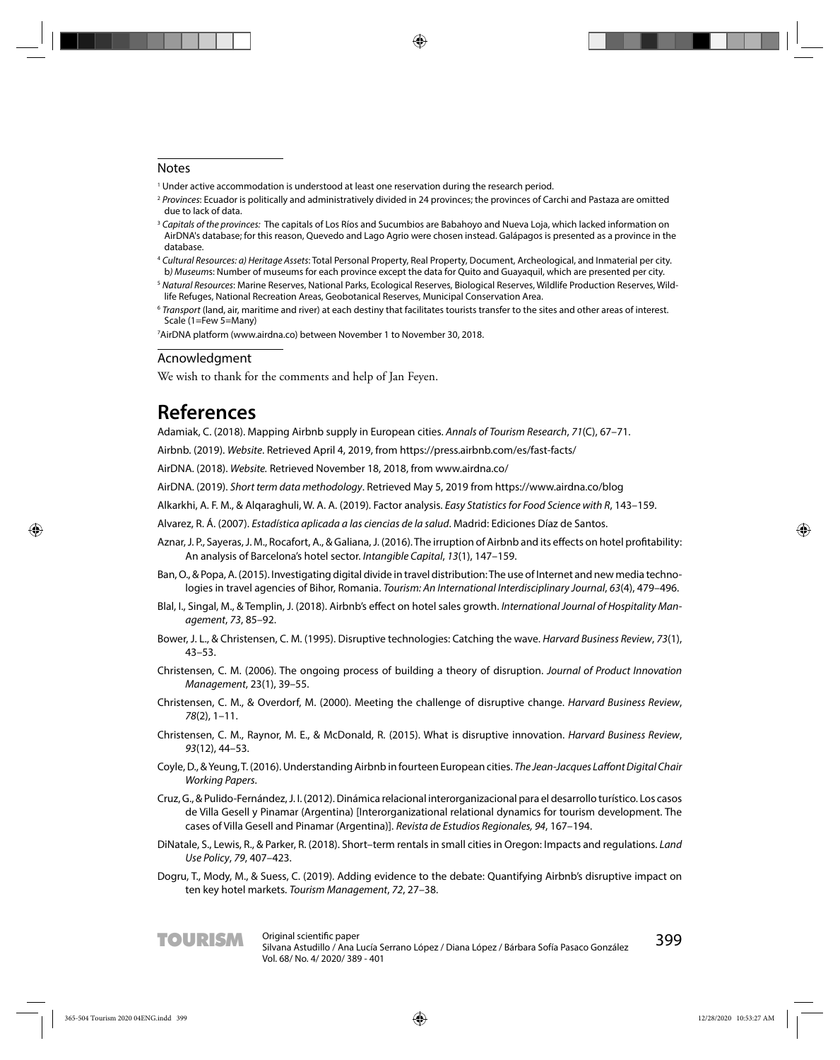## Notes

[1] Under active accommodation is understood at least one reservation during the research period.

[2] *Provinces*: Ecuador is politically and administratively divided in 24 provinces; the provinces of Carchi and Pastaza are omitted due to lack of data.

[3] *Capitals of the provinces:* The capitals of Los Ríos and Sucumbios are Babahoyo and Nueva Loja, which lacked information on AirDNA's database; for this reason, Quevedo and Lago Agrio were chosen instead. Galápagos is presented as a province in the database.

[4] *Cultural Resources: a) Heritage Assets*: Total Personal Property, Real Property, Document, Archeological, and Inmaterial per city. b*) Museums*: Number of museums for each province except the data for Quito and Guayaquil, which are presented per city.

[5] *Natural Resources*: Marine Reserves, National Parks, Ecological Reserves, Biological Reserves, Wildlife Production Reserves, Wildlife Refuges, National Recreation Areas, Geobotanical Reserves, Municipal Conservation Area.

[6] *Transport* (land, air, maritime and river) at each destiny that facilitates tourists transfer to the sites and other areas of interest. Scale (1=Few 5=Many)

[7] AirDNA platform (www.airdna.co) between November 1 to November 30, 2018.

## Acnowledgment

We wish to thank for the comments and help of Jan Feyen.

# References

Adamiak, C. (2018). Mapping Airbnb supply in European cities. *Annals of Tourism Research*, *71*(C), 67–71.

Airbnb. (2019). *Website*. Retrieved April 4, 2019, from https://press.airbnb.com/es/fast-facts/

AirDNA. (2018). *Website.* Retrieved November 18, 2018, from www.airdna.co/

AirDNA. (2019). *Short term data methodology*. Retrieved May 5, 2019 from https://www.airdna.co/blog

Alkarkhi, A. F. M., & Alqaraghuli, W. A. A. (2019). Factor analysis. *Easy Statistics for Food Science with R*, 143–159.

Alvarez, R. Á. (2007). *Estadística aplicada a las ciencias de la salud*. Madrid: Ediciones Díaz de Santos.

Aznar, J. P., Sayeras, J. M., Rocafort, A., & Galiana, J. (2016). The irruption of Airbnb and its effects on hotel profitability: An analysis of Barcelona's hotel sector. *Intangible Capital*, *13*(1), 147–159.

Ban, O., & Popa, A. (2015). Investigating digital divide in travel distribution: The use of Internet and new media technologies in travel agencies of Bihor, Romania. *Tourism: An International Interdisciplinary Journal*, *63*(4), 479–496.

Blal, I., Singal, M., & Templin, J. (2018). Airbnb's effect on hotel sales growth. *International Journal of Hospitality Management*, *73*, 85–92.

Bower, J. L., & Christensen, C. M. (1995). Disruptive technologies: Catching the wave. *Harvard Business Review*, *73*(1), 43–53.

Christensen, C. M. (2006). The ongoing process of building a theory of disruption. *Journal of Product Innovation Management*, 23(1), 39–55.

Christensen, C. M., & Overdorf, M. (2000). Meeting the challenge of disruptive change. *Harvard Business Review*, *78*(2), 1–11.

Christensen, C. M., Raynor, M. E., & McDonald, R. (2015). What is disruptive innovation. *Harvard Business Review*, *93*(12), 44–53.

Coyle, D., & Yeung, T. (2016). Understanding Airbnb in fourteen European cities. *The Jean-Jacques Laffont Digital Chair Working Papers*.

Cruz, G., & Pulido-Fernández, J. I. (2012). Dinámica relacional interorganizacional para el desarrollo turístico. Los casos de Villa Gesell y Pinamar (Argentina) [Interorganizational relational dynamics for tourism development. The cases of Villa Gesell and Pinamar (Argentina)]. *Revista de Estudios Regionales, 94*, 167–194.

DiNatale, S., Lewis, R., & Parker, R. (2018). Short–term rentals in small cities in Oregon: Impacts and regulations. *Land Use Policy*, *79*, 407–423.

Dogru, T., Mody, M., & Suess, C. (2019). Adding evidence to the debate: Quantifying Airbnb's disruptive impact on ten key hotel markets. *Tourism Management*, *72*, 27–38.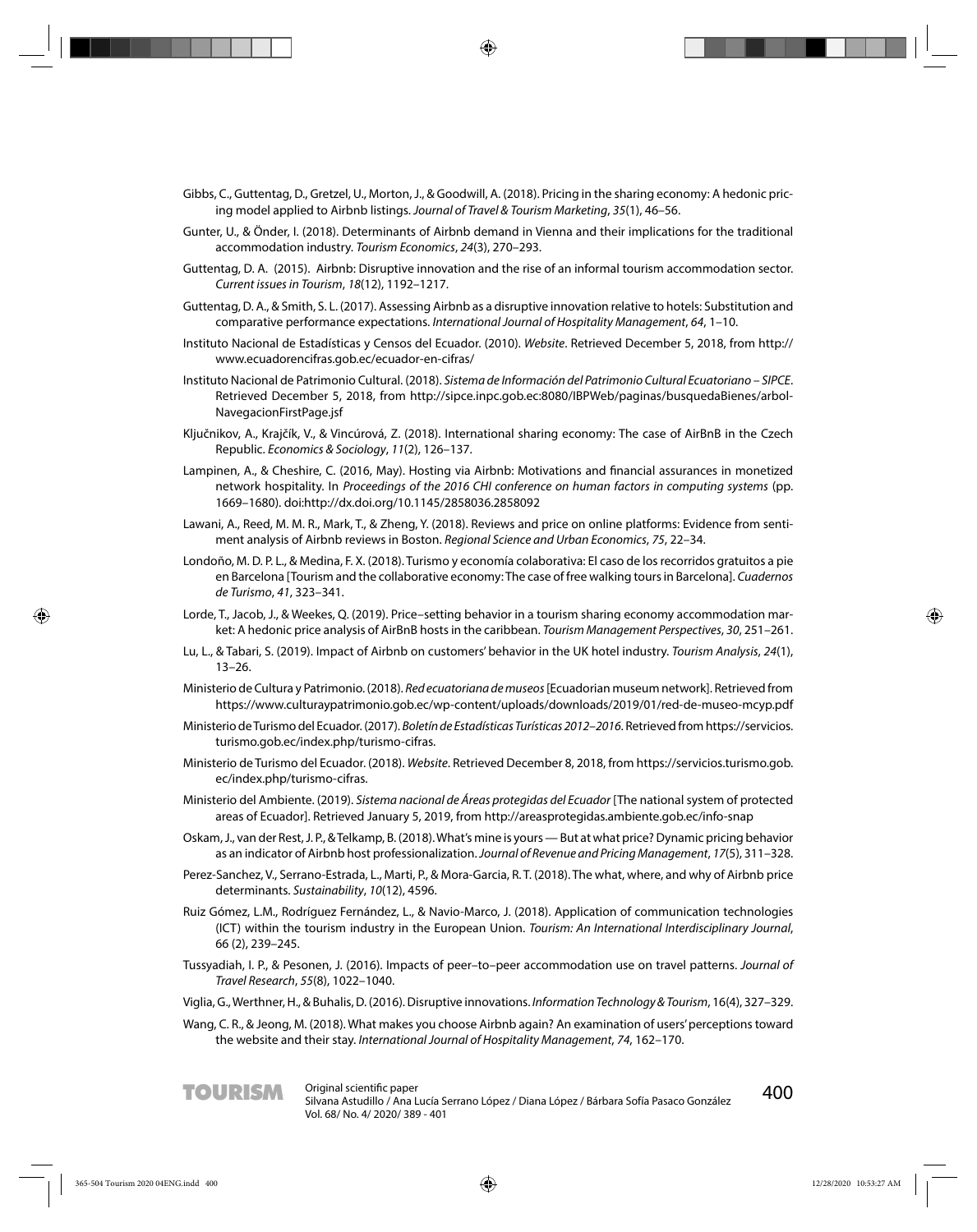Gibbs, C., Guttentag, D., Gretzel, U., Morton, J., & Goodwill, A. (2018). Pricing in the sharing economy: A hedonic pricing model applied to Airbnb listings. *Journal of Travel & Tourism Marketing*, *35*(1), 46–56.

Gunter, U., & Önder, I. (2018). Determinants of Airbnb demand in Vienna and their implications for the traditional accommodation industry. *Tourism Economics*, *24*(3), 270–293.

Guttentag, D. A. (2015). Airbnb: Disruptive innovation and the rise of an informal tourism accommodation sector. *Current issues in Tourism*, *18*(12), 1192–1217.

Guttentag, D. A., & Smith, S. L. (2017). Assessing Airbnb as a disruptive innovation relative to hotels: Substitution and comparative performance expectations. *International Journal of Hospitality Management*, *64*, 1–10.

Instituto Nacional de Estadísticas y Censos del Ecuador. (2010). *Website*. Retrieved December 5, 2018, from http://www.ecuadorencifras.gob.ec/ecuador-en-cifras/

Instituto Nacional de Patrimonio Cultural. (2018). *Sistema de Información del Patrimonio Cultural Ecuatoriano – SIPCE*. Retrieved December 5, 2018, from http://sipce.inpc.gob.ec:8080/IBPWeb/paginas/busquedaBienes/arbolNavegacionFirstPage.jsf

Ključnikov, A., Krajčík, V., & Vincúrová, Z. (2018). International sharing economy: The case of AirBnB in the Czech Republic. *Economics & Sociology*, *11*(2), 126–137.

Lampinen, A., & Cheshire, C. (2016, May). Hosting via Airbnb: Motivations and financial assurances in monetized network hospitality. In *Proceedings of the 2016 CHI conference on human factors in computing systems* (pp. 1669–1680). doi:http://dx.doi.org/10.1145/2858036.2858092

Lawani, A., Reed, M. M. R., Mark, T., & Zheng, Y. (2018). Reviews and price on online platforms: Evidence from sentiment analysis of Airbnb reviews in Boston. *Regional Science and Urban Economics*, *75*, 22–34.

Londoño, M. D. P. L., & Medina, F. X. (2018). Turismo y economía colaborativa: El caso de los recorridos gratuitos a pie en Barcelona [Tourism and the collaborative economy: The case of free walking tours in Barcelona]. *Cuadernos de Turismo*, *41*, 323–341.

Lorde, T., Jacob, J., & Weekes, Q. (2019). Price–setting behavior in a tourism sharing economy accommodation market: A hedonic price analysis of AirBnB hosts in the caribbean. *Tourism Management Perspectives*, *30*, 251–261.

Lu, L., & Tabari, S. (2019). Impact of Airbnb on customers' behavior in the UK hotel industry. *Tourism Analysis*, *24*(1), 13–26.

Ministerio de Cultura y Patrimonio. (2018). *Red ecuatoriana de museos* [Ecuadorian museum network]. Retrieved from https://www.culturaypatrimonio.gob.ec/wp-content/uploads/downloads/2019/01/red-de-museo-mcyp.pdf

Ministerio de Turismo del Ecuador. (2017). *Boletín de Estadísticas Turísticas 2012–2016*. Retrieved from https://servicios.turismo.gob.ec/index.php/turismo-cifras.

Ministerio de Turismo del Ecuador. (2018). *Website*. Retrieved December 8, 2018, from https://servicios.turismo.gob.ec/index.php/turismo-cifras.

Ministerio del Ambiente. (2019). *Sistema nacional de Áreas protegidas del Ecuador* [The national system of protected areas of Ecuador]. Retrieved January 5, 2019, from http://areasprotegidas.ambiente.gob.ec/info-snap

Oskam, J., van der Rest, J. P., & Telkamp, B. (2018). What's mine is yours — But at what price? Dynamic pricing behavior as an indicator of Airbnb host professionalization. *Journal of Revenue and Pricing Management*, *17*(5), 311–328.

Perez-Sanchez, V., Serrano-Estrada, L., Marti, P., & Mora-Garcia, R. T. (2018). The what, where, and why of Airbnb price determinants. *Sustainability*, *10*(12), 4596.

Ruiz Gómez, L.M., Rodríguez Fernández, L., & Navio-Marco, J. (2018). Application of communication technologies (ICT) within the tourism industry in the European Union. *Tourism: An International Interdisciplinary Journal*, 66 (2), 239–245.

Tussyadiah, I. P., & Pesonen, J. (2016). Impacts of peer–to–peer accommodation use on travel patterns. *Journal of Travel Research*, *55*(8), 1022–1040.

Viglia, G., Werthner, H., & Buhalis, D. (2016). Disruptive innovations. *Information Technology & Tourism*, 16(4), 327–329.

Wang, C. R., & Jeong, M. (2018). What makes you choose Airbnb again? An examination of users' perceptions toward the website and their stay. *International Journal of Hospitality Management*, *74*, 162–170.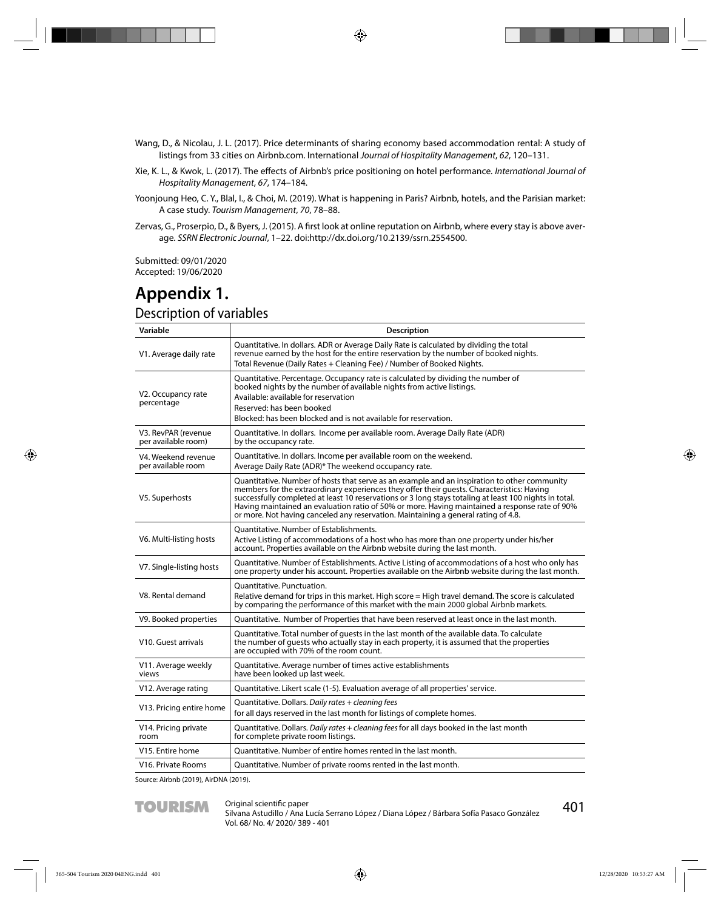Wang, D., & Nicolau, J. L. (2017). Price determinants of sharing economy based accommodation rental: A study of listings from 33 cities on Airbnb.com. International *Journal of Hospitality Management*, *62*, 120–131.

Xie, K. L., & Kwok, L. (2017). The effects of Airbnb's price positioning on hotel performance. *International Journal of Hospitality Management*, *67*, 174–184.

Yoonjoung Heo, C. Y., Blal, I., & Choi, M. (2019). What is happening in Paris? Airbnb, hotels, and the Parisian market: A case study. *Tourism Management*, *70*, 78–88.

Zervas, G., Proserpio, D., & Byers, J. (2015). A first look at online reputation on Airbnb, where every stay is above average. *SSRN Electronic Journal*, 1–22. doi:http://dx.doi.org/10.2139/ssrn.2554500.

Submitted: 09/01/2020
Accepted: 19/06/2020

# Appendix 1.

## Description of variables

| Variable | Description |
|---|---|
| V1. Average daily rate | Quantitative. In dollars. ADR or Average Daily Rate is calculated by dividing the total revenue earned by the host for the entire reservation by the number of booked nights. Total Revenue (Daily Rates + Cleaning Fee) / Number of Booked Nights. |
| V2. Occupancy rate percentage | Quantitative. Percentage. Occupancy rate is calculated by dividing the number of booked nights by the number of available nights from active listings. Available: available for reservation Reserved: has been booked Blocked: has been blocked and is not available for reservation. |
| V3. RevPAR (revenue per available room) | Quantitative. In dollars. Income per available room. Average Daily Rate (ADR) by the occupancy rate. |
| V4. Weekend revenue per available room | Quantitative. In dollars. Income per available room on the weekend. Average Daily Rate (ADR)* The weekend occupancy rate. |
| V5. Superhosts | Quantitative. Number of hosts that serve as an example and an inspiration to other community members for the extraordinary experiences they offer their guests. Characteristics: Having successfully completed at least 10 reservations or 3 long stays totaling at least 100 nights in total. Having maintained an evaluation ratio of 50% or more. Having maintained a response rate of 90% or more. Not having canceled any reservation. Maintaining a general rating of 4.8. |
| V6. Multi-listing hosts | Quantitative. Number of Establishments. Active Listing of accommodations of a host who has more than one property under his/her account. Properties available on the Airbnb website during the last month. |
| V7. Single-listing hosts | Quantitative. Number of Establishments. Active Listing of accommodations of a host who only has one property under his account. Properties available on the Airbnb website during the last month. |
| V8. Rental demand | Quantitative. Punctuation. Relative demand for trips in this market. High score = High travel demand. The score is calculated by comparing the performance of this market with the main 2000 global Airbnb markets. |
| V9. Booked properties | Quantitative. Number of Properties that have been reserved at least once in the last month. |
| V10. Guest arrivals | Quantitative. Total number of guests in the last month of the available data. To calculate the number of guests who actually stay in each property, it is assumed that the properties are occupied with 70% of the room count. |
| V11. Average weekly views | Quantitative. Average number of times active establishments have been looked up last week. |
| V12. Average rating | Quantitative. Likert scale (1-5). Evaluation average of all properties' service. |
| V13. Pricing entire home | Quantitative. Dollars. *Daily rates + cleaning fees* for all days reserved in the last month for listings of complete homes. |
| V14. Pricing private room | Quantitative. Dollars. *Daily rates + cleaning fees* for all days booked in the last month for complete private room listings. |
| V15. Entire home | Quantitative. Number of entire homes rented in the last month. |
| V16. Private Rooms | Quantitative. Number of private rooms rented in the last month. |

Source: Airbnb (2019), AirDNA (2019).